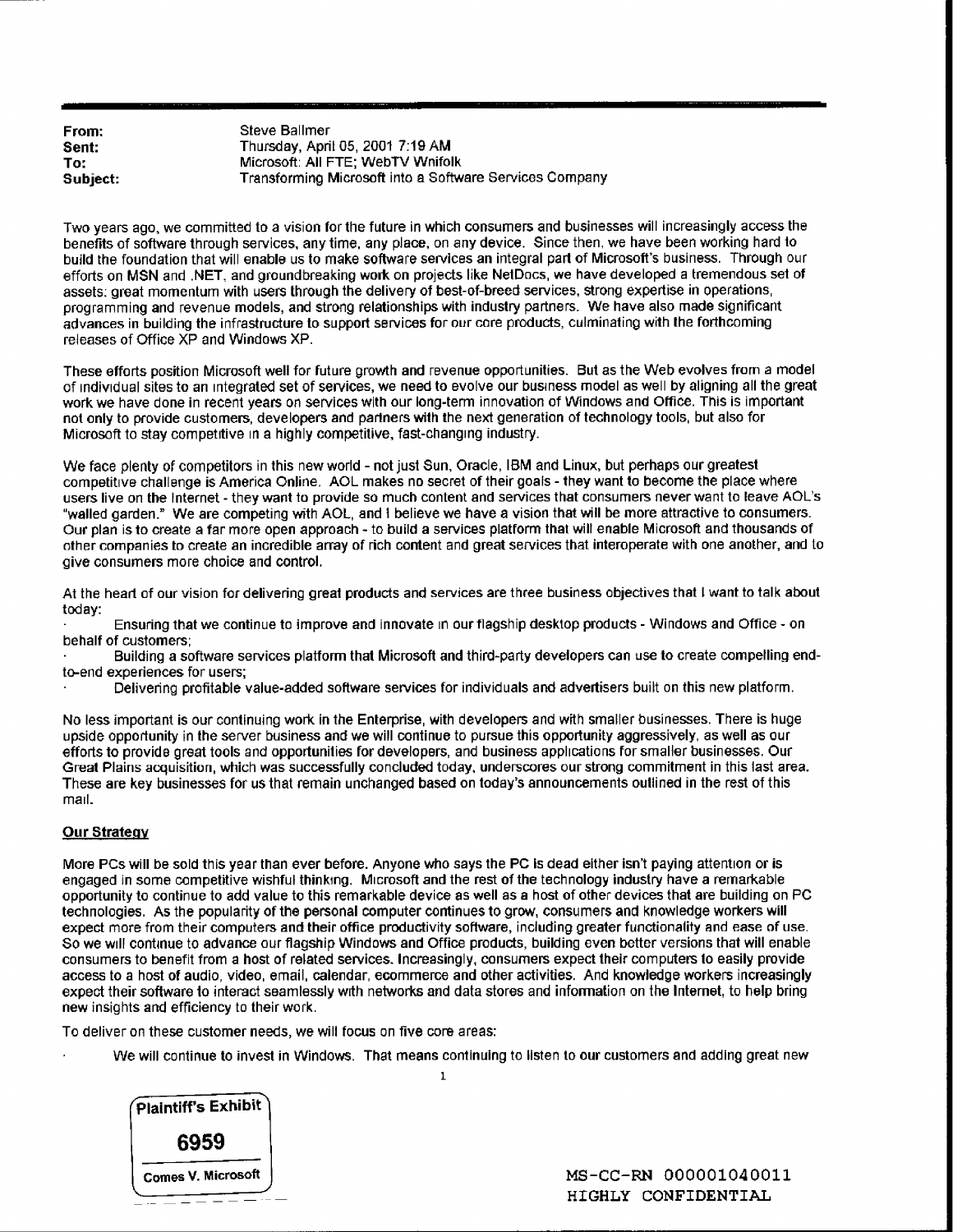**From:** Steve Ballmer
**Sent:** Thursday, April 05, 2001 7:19 AM
**To:** Microsoft: All FTE; WebTV Wnifolk
**Subject:** Transforming Microsoft into a Software Services Company

Two years ago, we committed to a vision for the future in which consumers and businesses will increasingly access the benefits of software through services, any time, any place, on any device. Since then, we have been working hard to build the foundation that will enable us to make software services an integral part of Microsoft's business. Through our efforts on MSN and .NET, and groundbreaking work on projects like NetDocs, we have developed a tremendous set of assets: great momentum with users through the delivery of best-of-breed services, strong expertise in operations, programming and revenue models, and strong relationships with industry partners. We have also made significant advances in building the infrastructure to support services for our core products, culminating with the forthcoming releases of Office XP and Windows XP.

These efforts position Microsoft well for future growth and revenue opportunities. But as the Web evolves from a model of individual sites to an integrated set of services, we need to evolve our business model as well by aligning all the great work we have done in recent years on services with our long-term innovation of Windows and Office. This is important not only to provide customers, developers and partners with the next generation of technology tools, but also for Microsoft to stay competitive in a highly competitive, fast-changing industry.

We face plenty of competitors in this new world - not just Sun, Oracle, IBM and Linux, but perhaps our greatest competitive challenge is America Online. AOL makes no secret of their goals - they want to become the place where users live on the Internet - they want to provide so much content and services that consumers never want to leave AOL's "walled garden." We are competing with AOL, and I believe we have a vision that will be more attractive to consumers. Our plan is to create a far more open approach - to build a services platform that will enable Microsoft and thousands of other companies to create an incredible array of rich content and great services that interoperate with one another, and to give consumers more choice and control.

At the heart of our vision for delivering great products and services are three business objectives that I want to talk about today:

- Ensuring that we continue to improve and innovate in our flagship desktop products - Windows and Office - on behalf of customers;
- Building a software services platform that Microsoft and third-party developers can use to create compelling end-to-end experiences for users;
- Delivering profitable value-added software services for individuals and advertisers built on this new platform.

No less important is our continuing work in the Enterprise, with developers and with smaller businesses. There is huge upside opportunity in the server business and we will continue to pursue this opportunity aggressively, as well as our efforts to provide great tools and opportunities for developers, and business applications for smaller businesses. Our Great Plains acquisition, which was successfully concluded today, underscores our strong commitment in this last area. These are key businesses for us that remain unchanged based on today's announcements outlined in the rest of this mail.

**Our Strategy**

More PCs will be sold this year than ever before. Anyone who says the PC is dead either isn't paying attention or is engaged in some competitive wishful thinking. Microsoft and the rest of the technology industry have a remarkable opportunity to continue to add value to this remarkable device as well as a host of other devices that are building on PC technologies. As the popularity of the personal computer continues to grow, consumers and knowledge workers will expect more from their computers and their office productivity software, including greater functionality and ease of use. So we will continue to advance our flagship Windows and Office products, building even better versions that will enable consumers to benefit from a host of related services. Increasingly, consumers expect their computers to easily provide access to a host of audio, video, email, calendar, ecommerce and other activities. And knowledge workers increasingly expect their software to interact seamlessly with networks and data stores and information on the Internet, to help bring new insights and efficiency to their work.

To deliver on these customer needs, we will focus on five core areas:

- We will continue to invest in Windows. That means continuing to listen to our customers and adding great new

Plaintiff's Exhibit
6959
Comes V. Microsoft

MS-CC-RN 000001040011
HIGHLY CONFIDENTIAL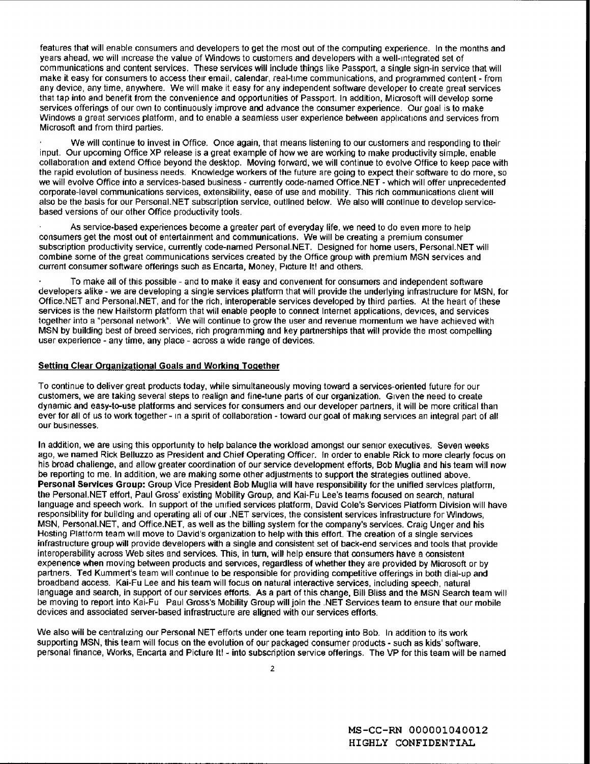features that will enable consumers and developers to get the most out of the computing experience. In the months and years ahead, we will increase the value of Windows to customers and developers with a well-integrated set of communications and content services. These services will include things like Passport, a single sign-in service that will make it easy for consumers to access their email, calendar, real-time communications, and programmed content - from any device, any time, anywhere. We will make it easy for any independent software developer to create great services that tap into and benefit from the convenience and opportunities of Passport. In addition, Microsoft will develop some services offerings of our own to continuously improve and advance the consumer experience. Our goal is to make Windows a great services platform, and to enable a seamless user experience between applications and services from Microsoft and from third parties.

- We will continue to invest in Office. Once again, that means listening to our customers and responding to their input. Our upcoming Office XP release is a great example of how we are working to make productivity simple, enable collaboration and extend Office beyond the desktop. Moving forward, we will continue to evolve Office to keep pace with the rapid evolution of business needs. Knowledge workers of the future are going to expect their software to do more, so we will evolve Office into a services-based business - currently code-named Office.NET - which will offer unprecedented corporate-level communications services, extensibility, ease of use and mobility. This rich communications client will also be the basis for our Personal.NET subscription service, outlined below. We also will continue to develop service-based versions of our other Office productivity tools.

- As service-based experiences become a greater part of everyday life, we need to do even more to help consumers get the most out of entertainment and communications. We will be creating a premium consumer subscription productivity service, currently code-named Personal.NET. Designed for home users, Personal.NET will combine some of the great communications services created by the Office group with premium MSN services and current consumer software offerings such as Encarta, Money, Picture It! and others.

- To make all of this possible - and to make it easy and convenient for consumers and independent software developers alike - we are developing a single services platform that will provide the underlying infrastructure for MSN, for Office.NET and Personal.NET, and for the rich, interoperable services developed by third parties. At the heart of these services is the new Hailstorm platform that will enable people to connect Internet applications, devices, and services together into a "personal network". We will continue to grow the user and revenue momentum we have achieved with MSN by building best of breed services, rich programming and key partnerships that will provide the most compelling user experience - any time, any place - across a wide range of devices.

**Setting Clear Organizational Goals and Working Together**

To continue to deliver great products today, while simultaneously moving toward a services-oriented future for our customers, we are taking several steps to realign and fine-tune parts of our organization. Given the need to create dynamic and easy-to-use platforms and services for consumers and our developer partners, it will be more critical than ever for all of us to work together - in a spirit of collaboration - toward our goal of making services an integral part of all our businesses.

In addition, we are using this opportunity to help balance the workload amongst our senior executives. Seven weeks ago, we named Rick Belluzzo as President and Chief Operating Officer. In order to enable Rick to more clearly focus on his broad challenge, and allow greater coordination of our service development efforts, Bob Muglia and his team will now be reporting to me. In addition, we are making some other adjustments to support the strategies outlined above.
**Personal Services Group:** Group Vice President Bob Muglia will have responsibility for the unified services platform, the Personal.NET effort, Paul Gross' existing Mobility Group, and Kai-Fu Lee's teams focused on search, natural language and speech work. In support of the unified services platform, David Cole's Services Platform Division will have responsibility for building and operating all of our .NET services, the consistent services infrastructure for Windows, MSN, Personal.NET, and Office.NET, as well as the billing system for the company's services. Craig Unger and his Hosting Platform team will move to David's organization to help with this effort. The creation of a single services infrastructure group will provide developers with a single and consistent set of back-end services and tools that provide interoperability across Web sites and services. This, in turn, will help ensure that consumers have a consistent experience when moving between products and services, regardless of whether they are provided by Microsoft or by partners. Ted Kummert's team will continue to be responsible for providing competitive offerings in both dial-up and broadband access. Kai-Fu Lee and his team will focus on natural interactive services, including speech, natural language and search, in support of our services efforts. As a part of this change, Bill Bliss and the MSN Search team will be moving to report into Kai-Fu Paul Gross's Mobility Group will join the .NET Services team to ensure that our mobile devices and associated server-based infrastructure are aligned with our services efforts.

We also will be centralizing our Personal NET efforts under one team reporting into Bob. In addition to its work supporting MSN, this team will focus on the evolution of our packaged consumer products - such as kids' software, personal finance, Works, Encarta and Picture It! - into subscription service offerings. The VP for this team will be named

MS-CC-RN 000001040012
HIGHLY CONFIDENTIAL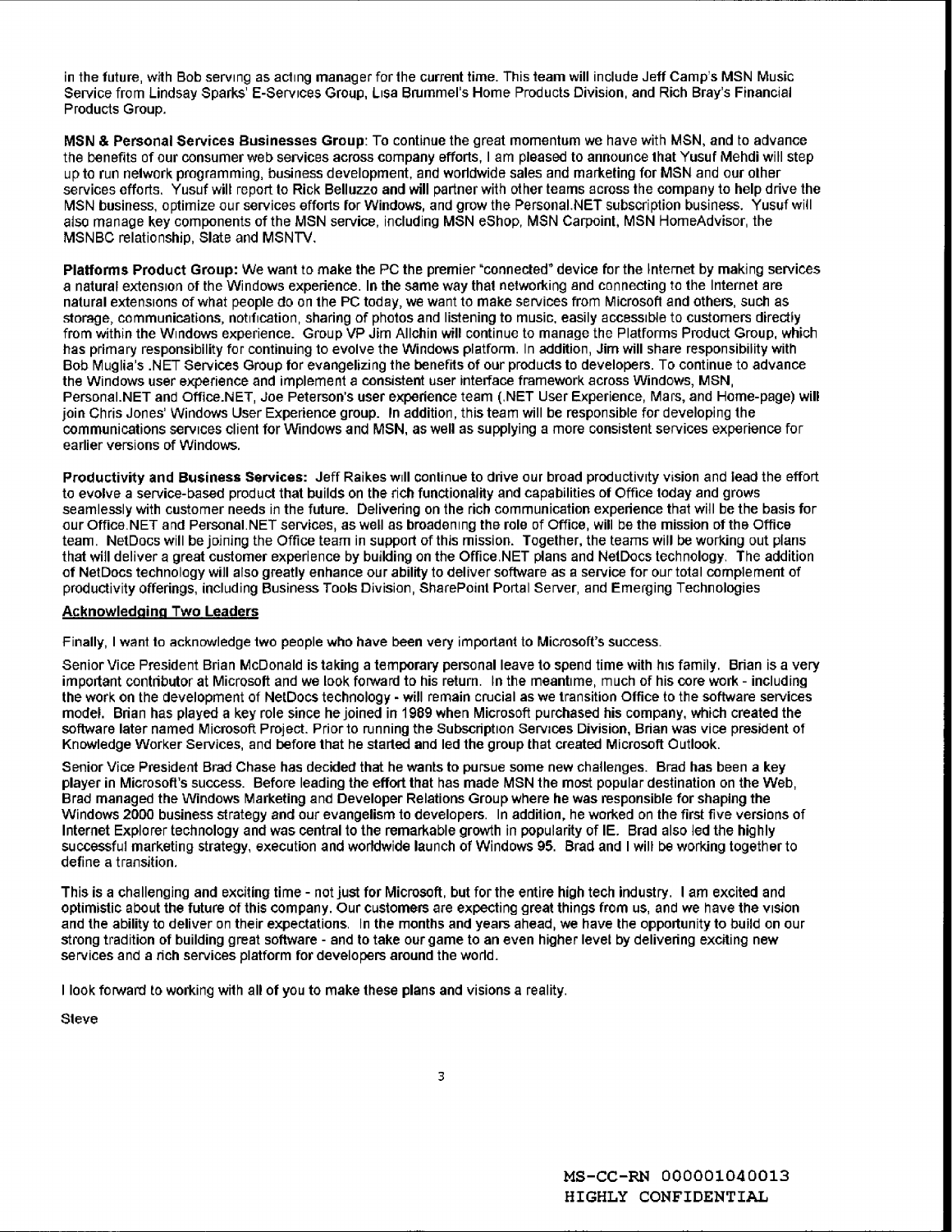in the future, with Bob serving as acting manager for the current time. This team will include Jeff Camp's MSN Music Service from Lindsay Sparks' E-Services Group, Lisa Brummel's Home Products Division, and Rich Bray's Financial Products Group.

**MSN & Personal Services Businesses Group**: To continue the great momentum we have with MSN, and to advance the benefits of our consumer web services across company efforts, I am pleased to announce that Yusuf Mehdi will step up to run network programming, business development, and worldwide sales and marketing for MSN and our other services efforts. Yusuf will report to Rick Belluzzo and will partner with other teams across the company to help drive the MSN business, optimize our services efforts for Windows, and grow the Personal.NET subscription business. Yusuf will also manage key components of the MSN service, including MSN eShop, MSN Carpoint, MSN HomeAdvisor, the MSNBC relationship, Slate and MSNTV.

**Platforms Product Group:** We want to make the PC the premier "connected" device for the Internet by making services a natural extension of the Windows experience. In the same way that networking and connecting to the Internet are natural extensions of what people do on the PC today, we want to make services from Microsoft and others, such as storage, communications, notification, sharing of photos and listening to music, easily accessible to customers directly from within the Windows experience. Group VP Jim Allchin will continue to manage the Platforms Product Group, which has primary responsibility for continuing to evolve the Windows platform. In addition, Jim will share responsibility with Bob Muglia's .NET Services Group for evangelizing the benefits of our products to developers. To continue to advance the Windows user experience and implement a consistent user interface framework across Windows, MSN, Personal.NET and Office.NET, Joe Peterson's user experience team (.NET User Experience, Mars, and Home-page) will join Chris Jones' Windows User Experience group. In addition, this team will be responsible for developing the communications services client for Windows and MSN, as well as supplying a more consistent services experience for earlier versions of Windows.

**Productivity and Business Services:** Jeff Raikes will continue to drive our broad productivity vision and lead the effort to evolve a service-based product that builds on the rich functionality and capabilities of Office today and grows seamlessly with customer needs in the future. Delivering on the rich communication experience that will be the basis for our Office.NET and Personal.NET services, as well as broadening the role of Office, will be the mission of the Office team. NetDocs will be joining the Office team in support of this mission. Together, the teams will be working out plans that will deliver a great customer experience by building on the Office.NET plans and NetDocs technology. The addition of NetDocs technology will also greatly enhance our ability to deliver software as a service for our total complement of productivity offerings, including Business Tools Division, SharePoint Portal Server, and Emerging Technologies

## Acknowledging Two Leaders

Finally, I want to acknowledge two people who have been very important to Microsoft's success.

Senior Vice President Brian McDonald is taking a temporary personal leave to spend time with his family. Brian is a very important contributor at Microsoft and we look forward to his return. In the meantime, much of his core work - including the work on the development of NetDocs technology - will remain crucial as we transition Office to the software services model. Brian has played a key role since he joined in 1989 when Microsoft purchased his company, which created the software later named Microsoft Project. Prior to running the Subscription Services Division, Brian was vice president of Knowledge Worker Services, and before that he started and led the group that created Microsoft Outlook.

Senior Vice President Brad Chase has decided that he wants to pursue some new challenges. Brad has been a key player in Microsoft's success. Before leading the effort that has made MSN the most popular destination on the Web, Brad managed the Windows Marketing and Developer Relations Group where he was responsible for shaping the Windows 2000 business strategy and our evangelism to developers. In addition, he worked on the first five versions of Internet Explorer technology and was central to the remarkable growth in popularity of IE. Brad also led the highly successful marketing strategy, execution and worldwide launch of Windows 95. Brad and I will be working together to define a transition.

This is a challenging and exciting time - not just for Microsoft, but for the entire high tech industry. I am excited and optimistic about the future of this company. Our customers are expecting great things from us, and we have the vision and the ability to deliver on their expectations. In the months and years ahead, we have the opportunity to build on our strong tradition of building great software - and to take our game to an even higher level by delivering exciting new services and a rich services platform for developers around the world.

I look forward to working with all of you to make these plans and visions a reality.

Steve

MS-CC-RN 000001040013
HIGHLY CONFIDENTIAL